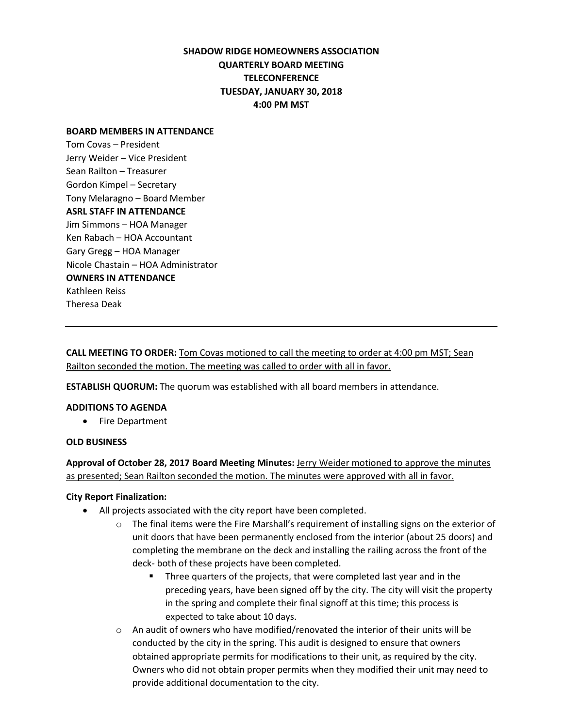**SHADOW RIDGE HOMEOWNERS ASSOCIATION**
**QUARTERLY BOARD MEETING**
**TELECONFERENCE**
**TUESDAY, JANUARY 30, 2018**
**4:00 PM MST**

**BOARD MEMBERS IN ATTENDANCE**
Tom Covas – President
Jerry Weider – Vice President
Sean Railton – Treasurer
Gordon Kimpel – Secretary
Tony Melaragno – Board Member
**ASRL STAFF IN ATTENDANCE**
Jim Simmons – HOA Manager
Ken Rabach – HOA Accountant
Gary Gregg – HOA Manager
Nicole Chastain – HOA Administrator
**OWNERS IN ATTENDANCE**
Kathleen Reiss
Theresa Deak

---

**CALL MEETING TO ORDER:** Tom Covas motioned to call the meeting to order at 4:00 pm MST; Sean Railton seconded the motion. The meeting was called to order with all in favor.

**ESTABLISH QUORUM:** The quorum was established with all board members in attendance.

**ADDITIONS TO AGENDA**

- Fire Department

**OLD BUSINESS**

**Approval of October 28, 2017 Board Meeting Minutes:** Jerry Weider motioned to approve the minutes as presented; Sean Railton seconded the motion. The minutes were approved with all in favor.

**City Report Finalization:**

- All projects associated with the city report have been completed.
  - The final items were the Fire Marshall's requirement of installing signs on the exterior of unit doors that have been permanently enclosed from the interior (about 25 doors) and completing the membrane on the deck and installing the railing across the front of the deck- both of these projects have been completed.
    - Three quarters of the projects, that were completed last year and in the preceding years, have been signed off by the city. The city will visit the property in the spring and complete their final signoff at this time; this process is expected to take about 10 days.
  - An audit of owners who have modified/renovated the interior of their units will be conducted by the city in the spring. This audit is designed to ensure that owners obtained appropriate permits for modifications to their unit, as required by the city. Owners who did not obtain proper permits when they modified their unit may need to provide additional documentation to the city.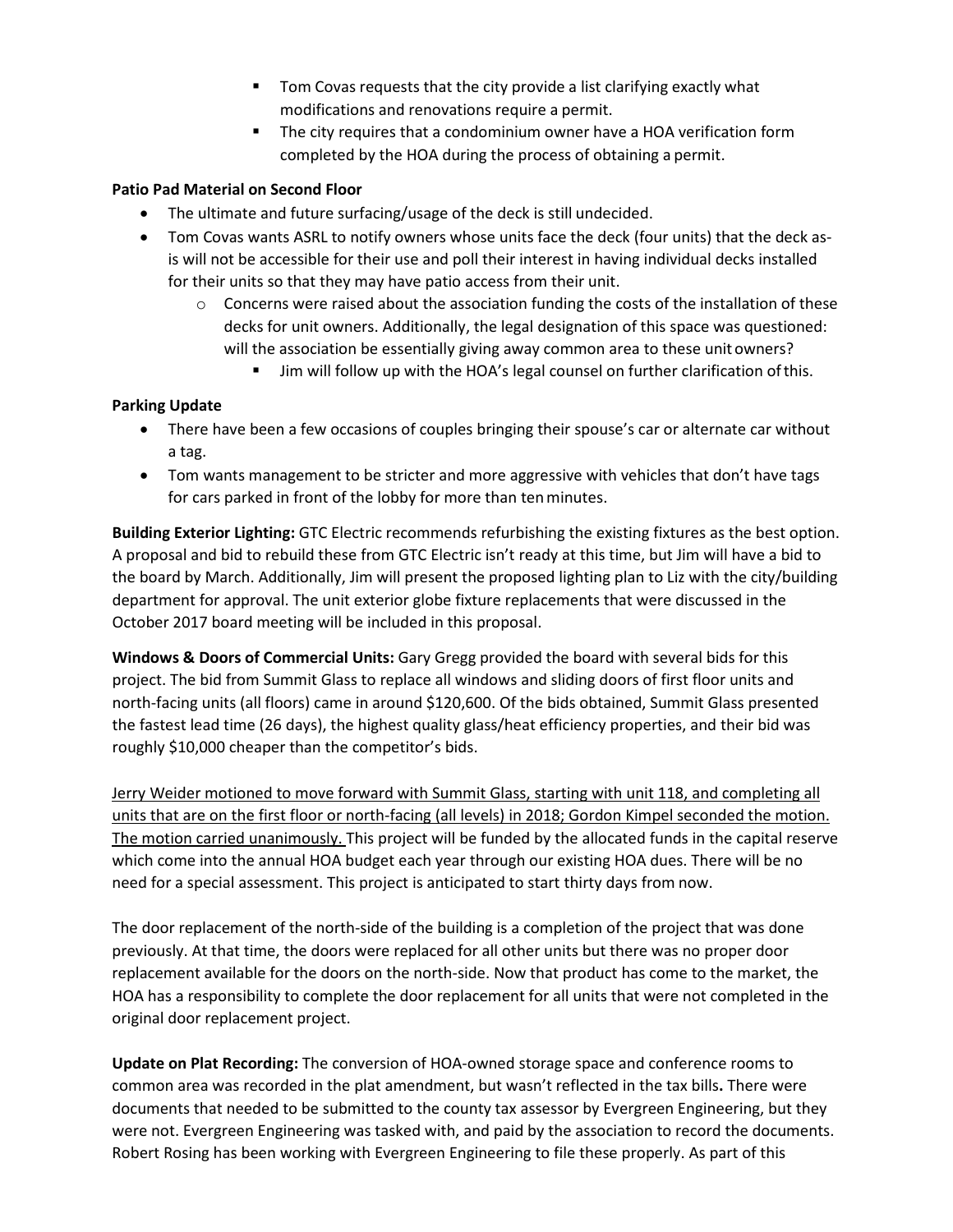- Tom Covas requests that the city provide a list clarifying exactly what modifications and renovations require a permit.
    - The city requires that a condominium owner have a HOA verification form completed by the HOA during the process of obtaining a permit.

**Patio Pad Material on Second Floor**

- The ultimate and future surfacing/usage of the deck is still undecided.
- Tom Covas wants ASRL to notify owners whose units face the deck (four units) that the deck as-is will not be accessible for their use and poll their interest in having individual decks installed for their units so that they may have patio access from their unit.
    - Concerns were raised about the association funding the costs of the installation of these decks for unit owners. Additionally, the legal designation of this space was questioned: will the association be essentially giving away common area to these unit owners?
        - Jim will follow up with the HOA's legal counsel on further clarification of this.

**Parking Update**

- There have been a few occasions of couples bringing their spouse's car or alternate car without a tag.
- Tom wants management to be stricter and more aggressive with vehicles that don't have tags for cars parked in front of the lobby for more than ten minutes.

**Building Exterior Lighting:** GTC Electric recommends refurbishing the existing fixtures as the best option. A proposal and bid to rebuild these from GTC Electric isn't ready at this time, but Jim will have a bid to the board by March. Additionally, Jim will present the proposed lighting plan to Liz with the city/building department for approval. The unit exterior globe fixture replacements that were discussed in the October 2017 board meeting will be included in this proposal.

**Windows & Doors of Commercial Units:** Gary Gregg provided the board with several bids for this project. The bid from Summit Glass to replace all windows and sliding doors of first floor units and north-facing units (all floors) came in around $120,600. Of the bids obtained, Summit Glass presented the fastest lead time (26 days), the highest quality glass/heat efficiency properties, and their bid was roughly $10,000 cheaper than the competitor's bids.

<u>Jerry Weider motioned to move forward with Summit Glass, starting with unit 118, and completing all units that are on the first floor or north-facing (all levels) in 2018; Gordon Kimpel seconded the motion. The motion carried unanimously.</u> This project will be funded by the allocated funds in the capital reserve which come into the annual HOA budget each year through our existing HOA dues. There will be no need for a special assessment. This project is anticipated to start thirty days from now.

The door replacement of the north-side of the building is a completion of the project that was done previously. At that time, the doors were replaced for all other units but there was no proper door replacement available for the doors on the north-side. Now that product has come to the market, the HOA has a responsibility to complete the door replacement for all units that were not completed in the original door replacement project.

**Update on Plat Recording:** The conversion of HOA-owned storage space and conference rooms to common area was recorded in the plat amendment, but wasn't reflected in the tax bills**.** There were documents that needed to be submitted to the county tax assessor by Evergreen Engineering, but they were not. Evergreen Engineering was tasked with, and paid by the association to record the documents. Robert Rosing has been working with Evergreen Engineering to file these properly. As part of this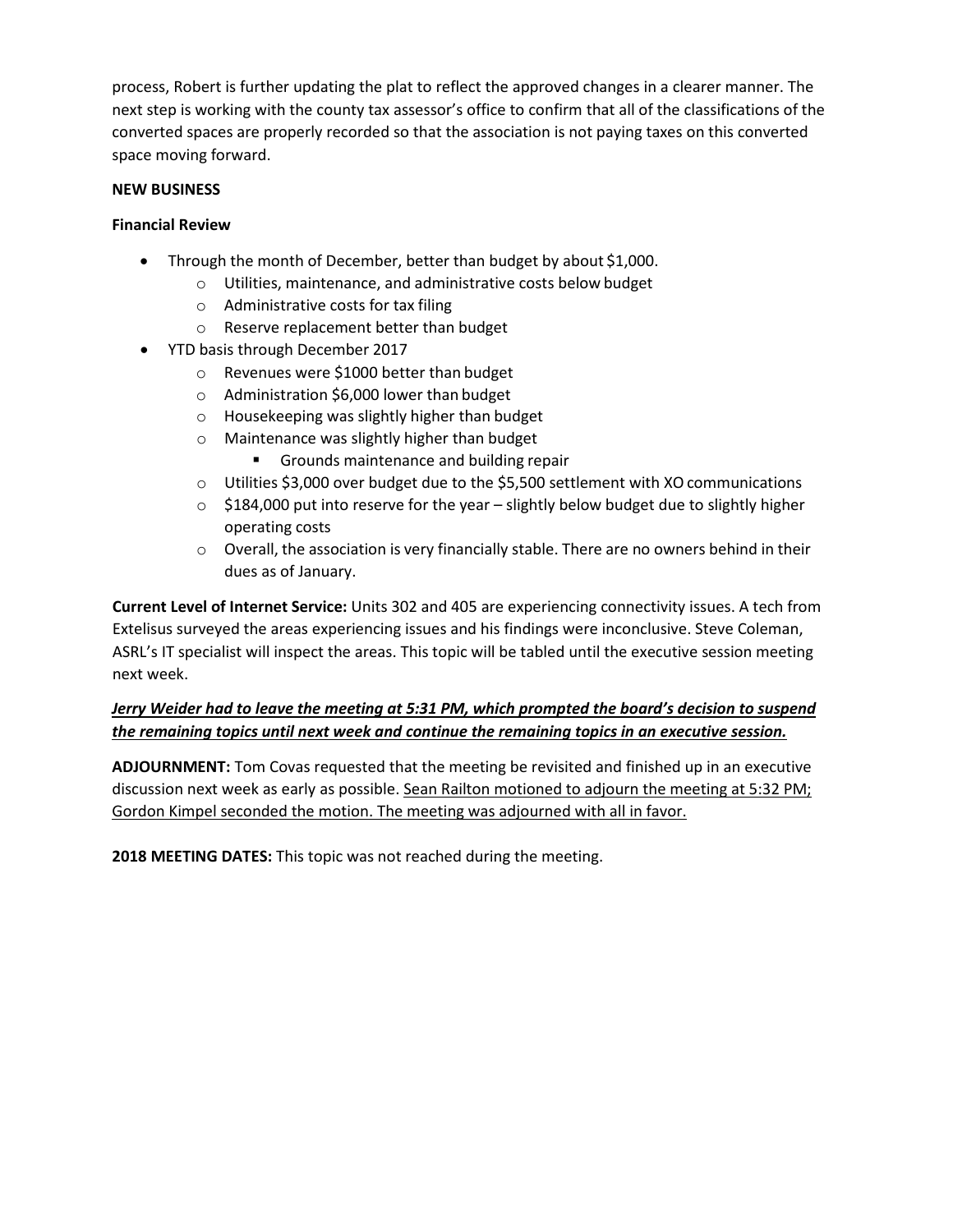process, Robert is further updating the plat to reflect the approved changes in a clearer manner. The next step is working with the county tax assessor's office to confirm that all of the classifications of the converted spaces are properly recorded so that the association is not paying taxes on this converted space moving forward.

**NEW BUSINESS**

**Financial Review**

- Through the month of December, better than budget by about $1,000.
    - Utilities, maintenance, and administrative costs below budget
    - Administrative costs for tax filing
    - Reserve replacement better than budget
- YTD basis through December 2017
    - Revenues were $1000 better than budget
    - Administration $6,000 lower than budget
    - Housekeeping was slightly higher than budget
    - Maintenance was slightly higher than budget
        - Grounds maintenance and building repair
    - Utilities $3,000 over budget due to the $5,500 settlement with XO communications
    - $184,000 put into reserve for the year – slightly below budget due to slightly higher operating costs
    - Overall, the association is very financially stable. There are no owners behind in their dues as of January.

**Current Level of Internet Service:** Units 302 and 405 are experiencing connectivity issues. A tech from Extelisus surveyed the areas experiencing issues and his findings were inconclusive. Steve Coleman, ASRL's IT specialist will inspect the areas. This topic will be tabled until the executive session meeting next week.

***Jerry Weider had to leave the meeting at 5:31 PM, which prompted the board's decision to suspend the remaining topics until next week and continue the remaining topics in an executive session.***

**ADJOURNMENT:** Tom Covas requested that the meeting be revisited and finished up in an executive discussion next week as early as possible. Sean Railton motioned to adjourn the meeting at 5:32 PM; Gordon Kimpel seconded the motion. The meeting was adjourned with all in favor.

**2018 MEETING DATES:** This topic was not reached during the meeting.